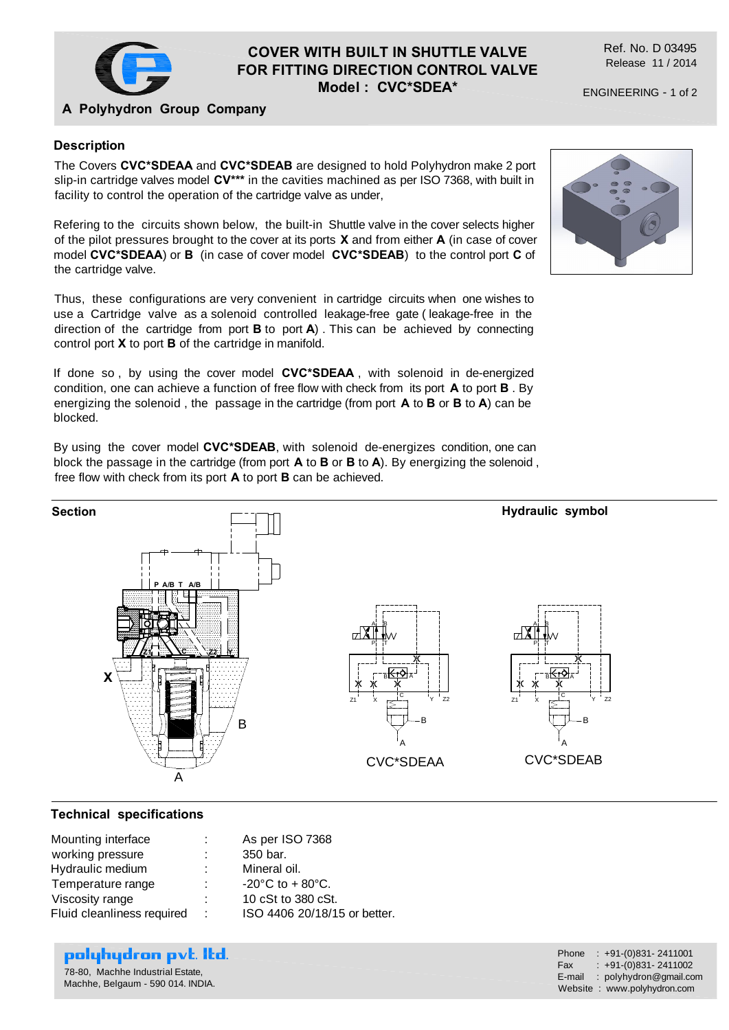# COVER WITH BUILT IN SHUTTLE VALVE FOR FITTING DIRECTION CONTROL VALVE

**Model : CVC*SDEA***

**A Polyhydron Group Company**

Ref. No. D 03495
Release 11 / 2014

ENGINEERING - 1 of 2

## Description

The Covers **CVC*SDEAA** and **CVC*SDEAB** are designed to hold Polyhydron make 2 port slip-in cartridge valves model **CV*\*\*** in the cavities machined as per ISO 7368, with built in facility to control the operation of the cartridge valve as under,

Refering to the circuits shown below, the built-in Shuttle valve in the cover selects higher of the pilot pressures brought to the cover at its ports **X** and from either **A** (in case of cover model **CVC*SDEAA**) or **B** (in case of cover model **CVC*SDEAB**) to the control port **C** of the cartridge valve.

Thus, these configurations are very convenient in cartridge circuits when one wishes to use a Cartridge valve as a solenoid controlled leakage-free gate ( leakage-free in the direction of the cartridge from port **B** to port **A**) . This can be achieved by connecting control port **X** to port **B** of the cartridge in manifold.

If done so , by using the cover model **CVC*SDEAA** , with solenoid in de-energized condition, one can achieve a function of free flow with check from its port **A** to port **B** . By energizing the solenoid , the passage in the cartridge (from port **A** to **B** or **B** to **A**) can be blocked.

By using the cover model **CVC*SDEAB**, with solenoid de-energizes condition, one can block the passage in the cartridge (from port **A** to **B** or **B** to **A**). By energizing the solenoid , free flow with check from its port **A** to port **B** can be achieved.

## Section

## Hydraulic symbol

CVC*SDEAA

CVC*SDEAB

## Technical specifications

| | | |
|---|---|---|
| Mounting interface | : | As per ISO 7368 |
| working pressure | : | 350 bar. |
| Hydraulic medium | : | Mineral oil. |
| Temperature range | : | -20°C to + 80°C. |
| Viscosity range | : | 10 cSt to 380 cSt. |
| Fluid cleanliness required | : | ISO 4406 20/18/15 or better. |

**polyhydron pvt. ltd.**
78-80, Machhe Industrial Estate,
Machhe, Belgaum - 590 014. INDIA.

Phone : +91-(0)831- 2411001
Fax : +91-(0)831- 2411002
E-mail : polyhydron@gmail.com
Website : www.polyhydron.com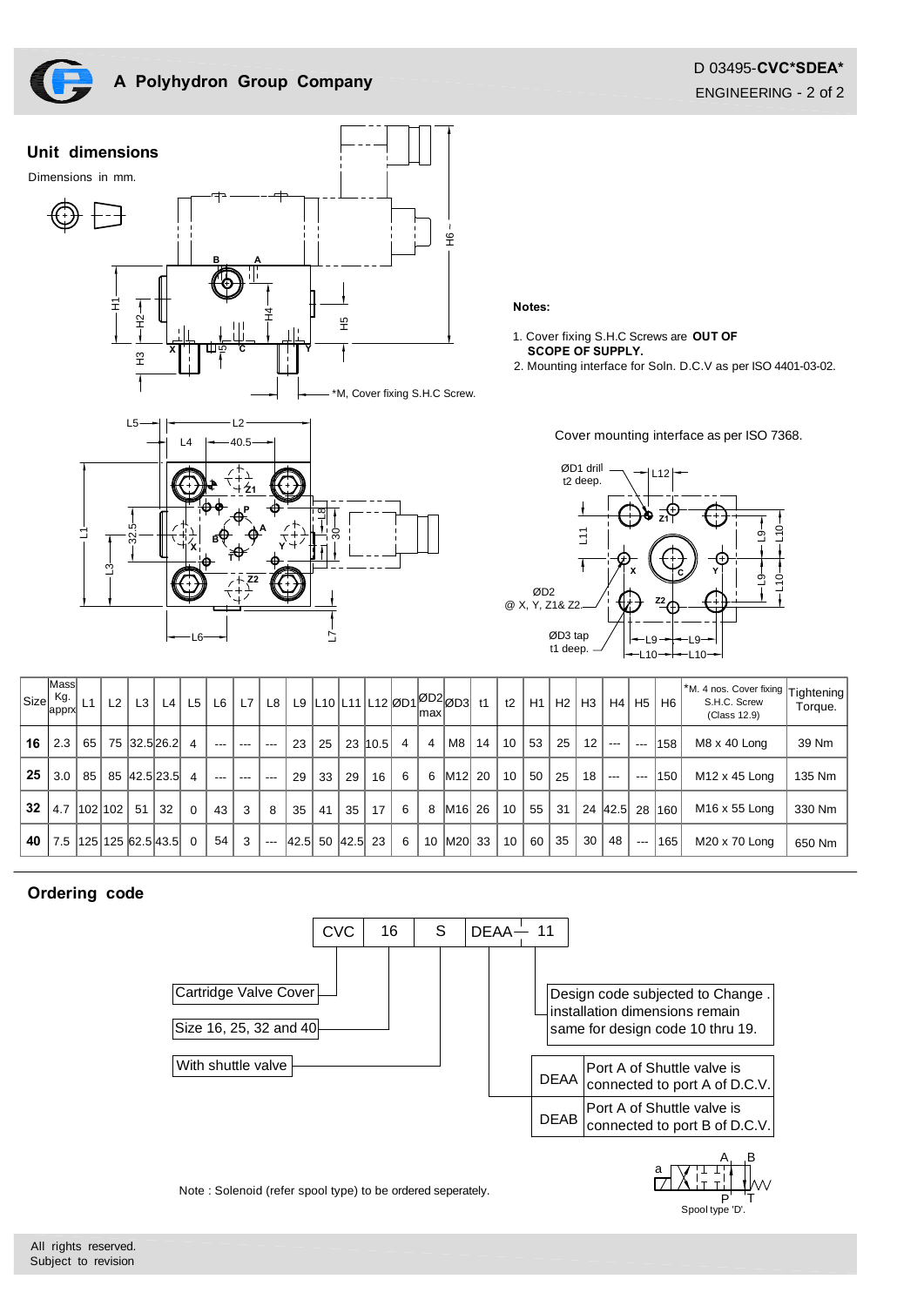## Unit dimensions

Dimensions in mm.

*M, Cover fixing S.H.C Screw.

**Notes:**

1. Cover fixing S.H.C Screws are **OUT OF SCOPE OF SUPPLY.**
2. Mounting interface for Soln. D.C.V as per ISO 4401-03-02.

Cover mounting interface as per ISO 7368.

ØD1 drill t2 deep.

ØD2 @ X, Y, Z1& Z2.

ØD3 tap t1 deep.

| Size | Mass Kg. approx | L1 | L2 | L3 | L4 | L5 | L6 | L7 | L8 | L9 | L10 | L11 | L12 | ØD1 | ØD2 max | ØD3 | t1 | t2 | H1 | H2 | H3 | H4 | H5 | H6 | *M. 4 nos. Cover fixing S.H.C. Screw (Class 12.9) | Tightening Torque. |
|---|---|---|---|---|---|---|---|---|---|---|---|---|---|---|---|---|---|---|---|---|---|---|---|---|---|---|
| **16** | 2.3 | 65 | 75 | 32.5 | 26.2 | 4 | --- | --- | --- | 23 | 25 | 23 | 10.5 | 4 | 4 | M8 | 14 | 10 | 53 | 25 | 12 | --- | --- | 158 | M8 x 40 Long | 39 Nm |
| **25** | 3.0 | 85 | 85 | 42.5 | 23.5 | 4 | --- | --- | --- | 29 | 33 | 29 | 16 | 6 | 6 | M12 | 20 | 10 | 50 | 25 | 18 | --- | --- | 150 | M12 x 45 Long | 135 Nm |
| **32** | 4.7 | 102 | 102 | 51 | 32 | 0 | 43 | 3 | 8 | 35 | 41 | 35 | 17 | 6 | 8 | M16 | 26 | 10 | 55 | 31 | 24 | 42.5 | 28 | 160 | M16 x 55 Long | 330 Nm |
| **40** | 7.5 | 125 | 125 | 62.5 | 43.5 | 0 | 54 | 3 | --- | 42.5 | 50 | 42.5 | 23 | 6 | 10 | M20 | 33 | 10 | 60 | 35 | 30 | 48 | --- | 165 | M20 x 70 Long | 650 Nm |

## Ordering code

CVC 16 S DEAA – 11

- CVC: Cartridge Valve Cover
- 16: Size 16, 25, 32 and 40
- S: With shuttle valve
- DEAA: see table below
- 11: Design code subjected to Change . installation dimensions remain same for design code 10 thru 19.

| | |
|---|---|
| DEAA | Port A of Shuttle valve is connected to port A of D.C.V. |
| DEAB | Port A of Shuttle valve is connected to port B of D.C.V. |

Note : Solenoid (refer spool type) to be ordered seperately.

Spool type 'D'.